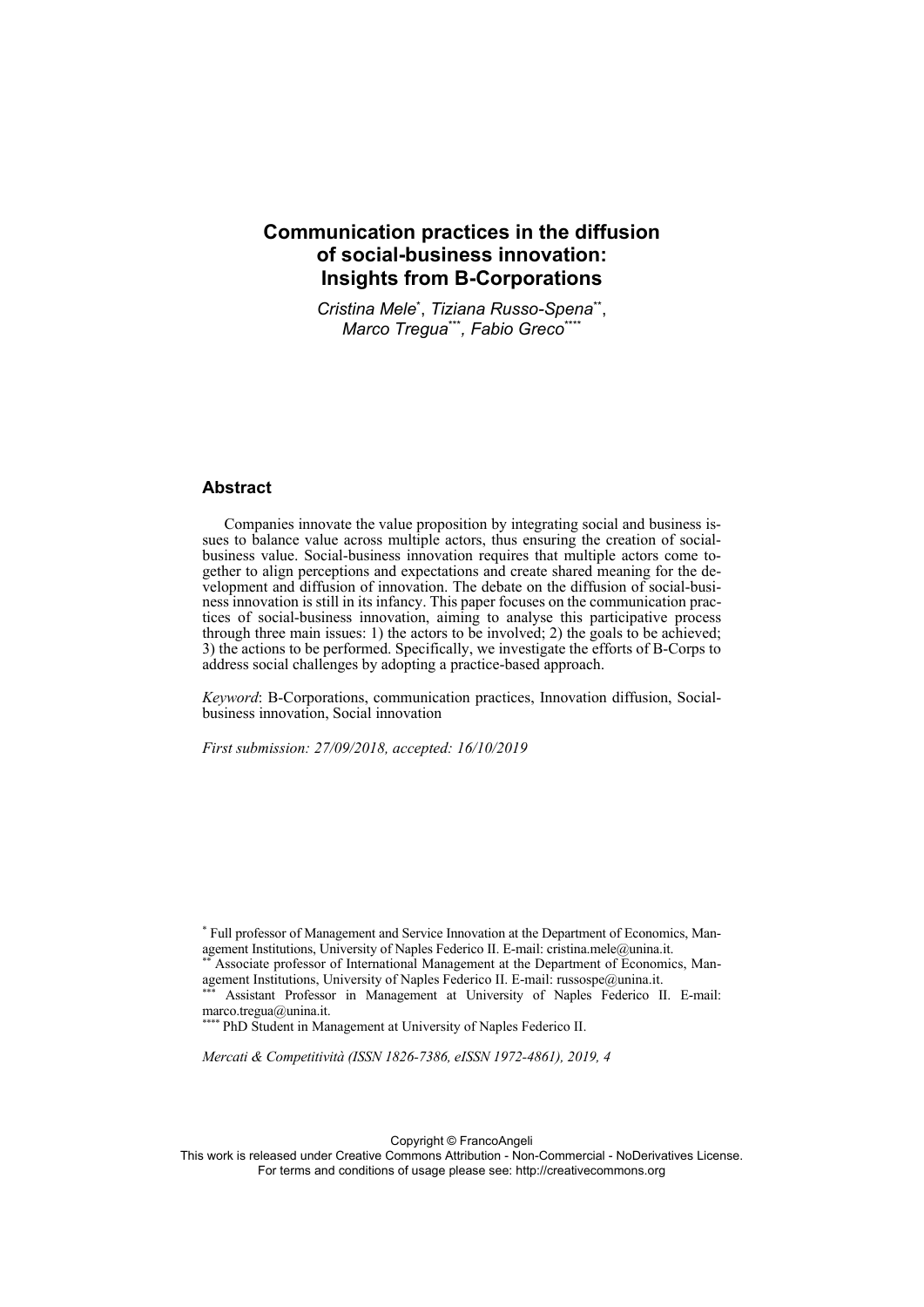# Communication practices in the diffusion of social-business innovation: Insights from B-Corporations

*Cristina Mele*[\*], *Tiziana Russo-Spena*[\*\*], *Marco Tregua*[\*\*\*], *Fabio Greco*[\*\*\*\*]

## Abstract

Companies innovate the value proposition by integrating social and business issues to balance value across multiple actors, thus ensuring the creation of social-business value. Social-business innovation requires that multiple actors come together to align perceptions and expectations and create shared meaning for the development and diffusion of innovation. The debate on the diffusion of social-business innovation is still in its infancy. This paper focuses on the communication practices of social-business innovation, aiming to analyse this participative process through three main issues: 1) the actors to be involved; 2) the goals to be achieved; 3) the actions to be performed. Specifically, we investigate the efforts of B-Corps to address social challenges by adopting a practice-based approach.

*Keyword*: B-Corporations, communication practices, Innovation diffusion, Social-business innovation, Social innovation

*First submission: 27/09/2018, accepted: 16/10/2019*

[\*] Full professor of Management and Service Innovation at the Department of Economics, Management Institutions, University of Naples Federico II. E-mail: cristina.mele@unina.it.

[\*\*] Associate professor of International Management at the Department of Economics, Management Institutions, University of Naples Federico II. E-mail: russospe@unina.it.

[\*\*\*] Assistant Professor in Management at University of Naples Federico II. E-mail: marco.tregua@unina.it.

[\*\*\*\*] PhD Student in Management at University of Naples Federico II.

*Mercati & Competitività (ISSN 1826-7386, eISSN 1972-4861), 2019, 4*

Copyright © FrancoAngeli
This work is released under Creative Commons Attribution - Non-Commercial - NoDerivatives License.
For terms and conditions of usage please see: http://creativecommons.org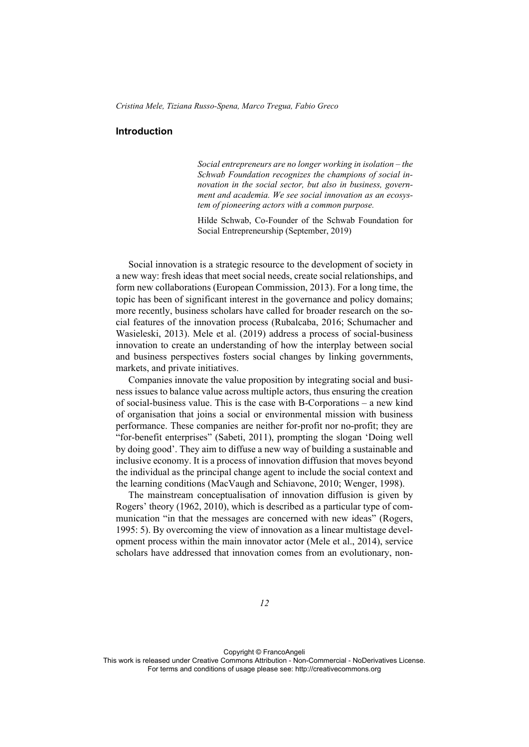*Cristina Mele, Tiziana Russo-Spena, Marco Tregua, Fabio Greco*

## Introduction

> *Social entrepreneurs are no longer working in isolation – the Schwab Foundation recognizes the champions of social innovation in the social sector, but also in business, government and academia. We see social innovation as an ecosystem of pioneering actors with a common purpose.*
>
> Hilde Schwab, Co-Founder of the Schwab Foundation for Social Entrepreneurship (September, 2019)

Social innovation is a strategic resource to the development of society in a new way: fresh ideas that meet social needs, create social relationships, and form new collaborations (European Commission, 2013). For a long time, the topic has been of significant interest in the governance and policy domains; more recently, business scholars have called for broader research on the social features of the innovation process (Rubalcaba, 2016; Schumacher and Wasieleski, 2013). Mele et al. (2019) address a process of social-business innovation to create an understanding of how the interplay between social and business perspectives fosters social changes by linking governments, markets, and private initiatives.

Companies innovate the value proposition by integrating social and business issues to balance value across multiple actors, thus ensuring the creation of social-business value. This is the case with B-Corporations – a new kind of organisation that joins a social or environmental mission with business performance. These companies are neither for-profit nor no-profit; they are "for-benefit enterprises" (Sabeti, 2011), prompting the slogan 'Doing well by doing good'. They aim to diffuse a new way of building a sustainable and inclusive economy. It is a process of innovation diffusion that moves beyond the individual as the principal change agent to include the social context and the learning conditions (MacVaugh and Schiavone, 2010; Wenger, 1998).

The mainstream conceptualisation of innovation diffusion is given by Rogers' theory (1962, 2010), which is described as a particular type of communication "in that the messages are concerned with new ideas" (Rogers, 1995: 5). By overcoming the view of innovation as a linear multistage development process within the main innovator actor (Mele et al., 2014), service scholars have addressed that innovation comes from an evolutionary, non-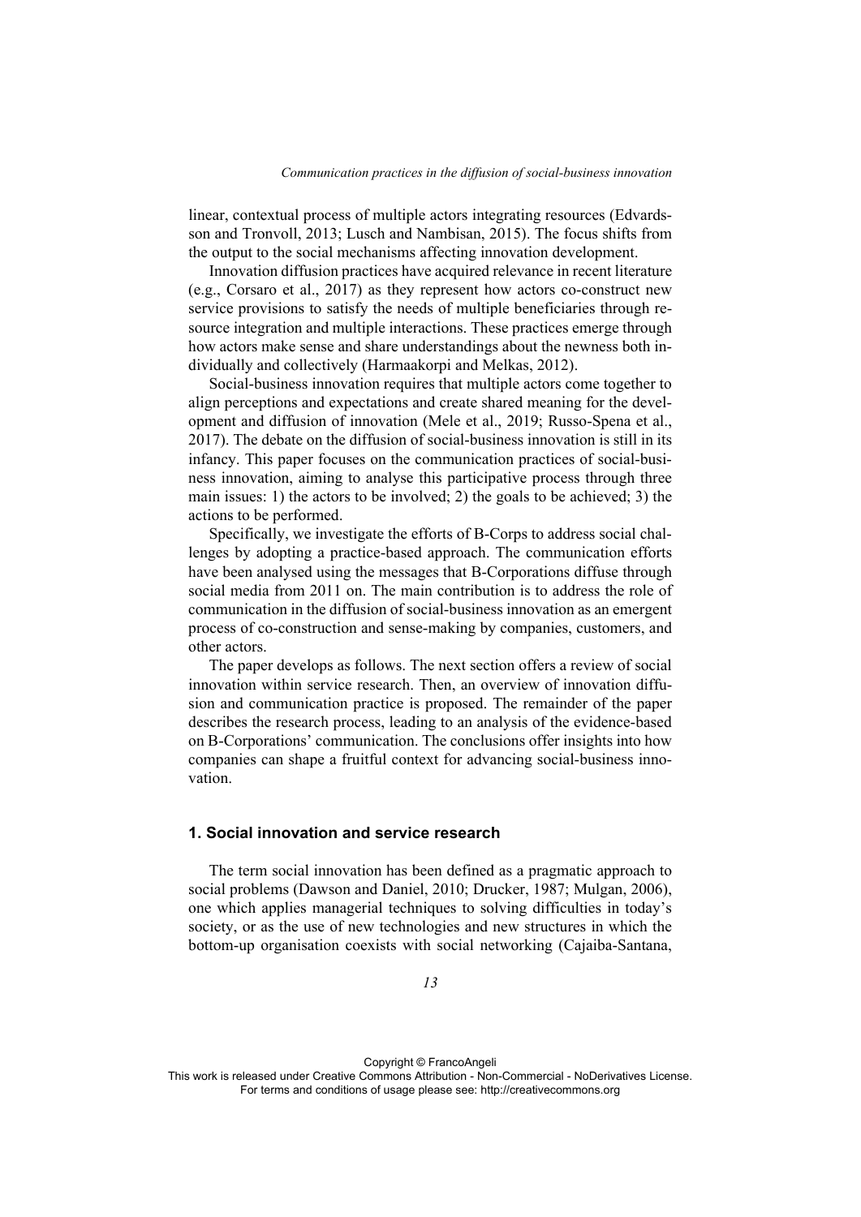linear, contextual process of multiple actors integrating resources (Edvardsson and Tronvoll, 2013; Lusch and Nambisan, 2015). The focus shifts from the output to the social mechanisms affecting innovation development.

Innovation diffusion practices have acquired relevance in recent literature (e.g., Corsaro et al., 2017) as they represent how actors co-construct new service provisions to satisfy the needs of multiple beneficiaries through resource integration and multiple interactions. These practices emerge through how actors make sense and share understandings about the newness both individually and collectively (Harmaakorpi and Melkas, 2012).

Social-business innovation requires that multiple actors come together to align perceptions and expectations and create shared meaning for the development and diffusion of innovation (Mele et al., 2019; Russo-Spena et al., 2017). The debate on the diffusion of social-business innovation is still in its infancy. This paper focuses on the communication practices of social-business innovation, aiming to analyse this participative process through three main issues: 1) the actors to be involved; 2) the goals to be achieved; 3) the actions to be performed.

Specifically, we investigate the efforts of B-Corps to address social challenges by adopting a practice-based approach. The communication efforts have been analysed using the messages that B-Corporations diffuse through social media from 2011 on. The main contribution is to address the role of communication in the diffusion of social-business innovation as an emergent process of co-construction and sense-making by companies, customers, and other actors.

The paper develops as follows. The next section offers a review of social innovation within service research. Then, an overview of innovation diffusion and communication practice is proposed. The remainder of the paper describes the research process, leading to an analysis of the evidence-based on B-Corporations' communication. The conclusions offer insights into how companies can shape a fruitful context for advancing social-business innovation.

## 1. Social innovation and service research

The term social innovation has been defined as a pragmatic approach to social problems (Dawson and Daniel, 2010; Drucker, 1987; Mulgan, 2006), one which applies managerial techniques to solving difficulties in today's society, or as the use of new technologies and new structures in which the bottom-up organisation coexists with social networking (Cajaiba-Santana,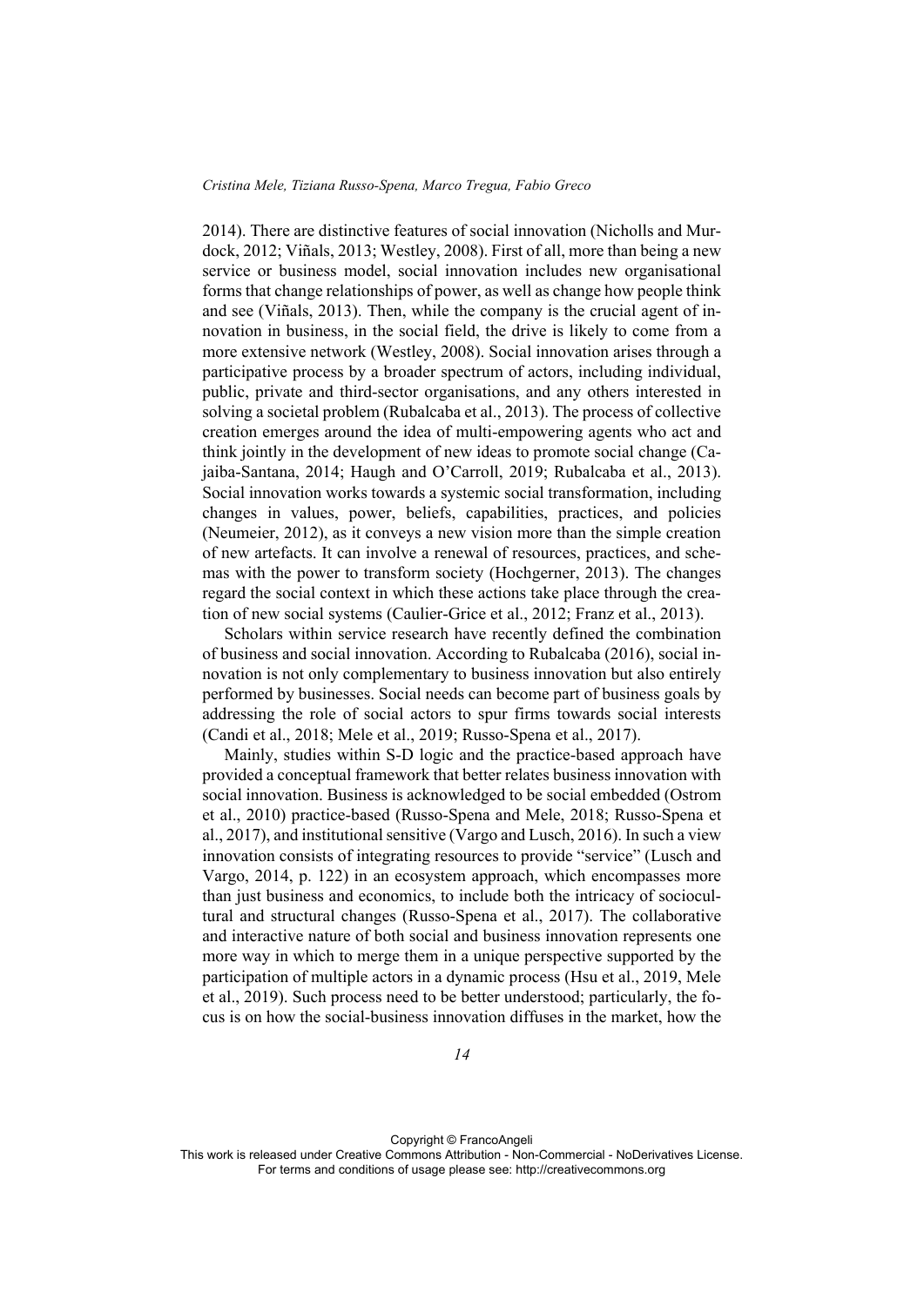2014). There are distinctive features of social innovation (Nicholls and Murdock, 2012; Viñals, 2013; Westley, 2008). First of all, more than being a new service or business model, social innovation includes new organisational forms that change relationships of power, as well as change how people think and see (Viñals, 2013). Then, while the company is the crucial agent of innovation in business, in the social field, the drive is likely to come from a more extensive network (Westley, 2008). Social innovation arises through a participative process by a broader spectrum of actors, including individual, public, private and third-sector organisations, and any others interested in solving a societal problem (Rubalcaba et al., 2013). The process of collective creation emerges around the idea of multi-empowering agents who act and think jointly in the development of new ideas to promote social change (Cajaiba-Santana, 2014; Haugh and O'Carroll, 2019; Rubalcaba et al., 2013). Social innovation works towards a systemic social transformation, including changes in values, power, beliefs, capabilities, practices, and policies (Neumeier, 2012), as it conveys a new vision more than the simple creation of new artefacts. It can involve a renewal of resources, practices, and schemas with the power to transform society (Hochgerner, 2013). The changes regard the social context in which these actions take place through the creation of new social systems (Caulier-Grice et al., 2012; Franz et al., 2013).

Scholars within service research have recently defined the combination of business and social innovation. According to Rubalcaba (2016), social innovation is not only complementary to business innovation but also entirely performed by businesses. Social needs can become part of business goals by addressing the role of social actors to spur firms towards social interests (Candi et al., 2018; Mele et al., 2019; Russo-Spena et al., 2017).

Mainly, studies within S-D logic and the practice-based approach have provided a conceptual framework that better relates business innovation with social innovation. Business is acknowledged to be social embedded (Ostrom et al., 2010) practice-based (Russo-Spena and Mele, 2018; Russo-Spena et al., 2017), and institutional sensitive (Vargo and Lusch, 2016). In such a view innovation consists of integrating resources to provide "service" (Lusch and Vargo, 2014, p. 122) in an ecosystem approach, which encompasses more than just business and economics, to include both the intricacy of sociocultural and structural changes (Russo-Spena et al., 2017). The collaborative and interactive nature of both social and business innovation represents one more way in which to merge them in a unique perspective supported by the participation of multiple actors in a dynamic process (Hsu et al., 2019, Mele et al., 2019). Such process need to be better understood; particularly, the focus is on how the social-business innovation diffuses in the market, how the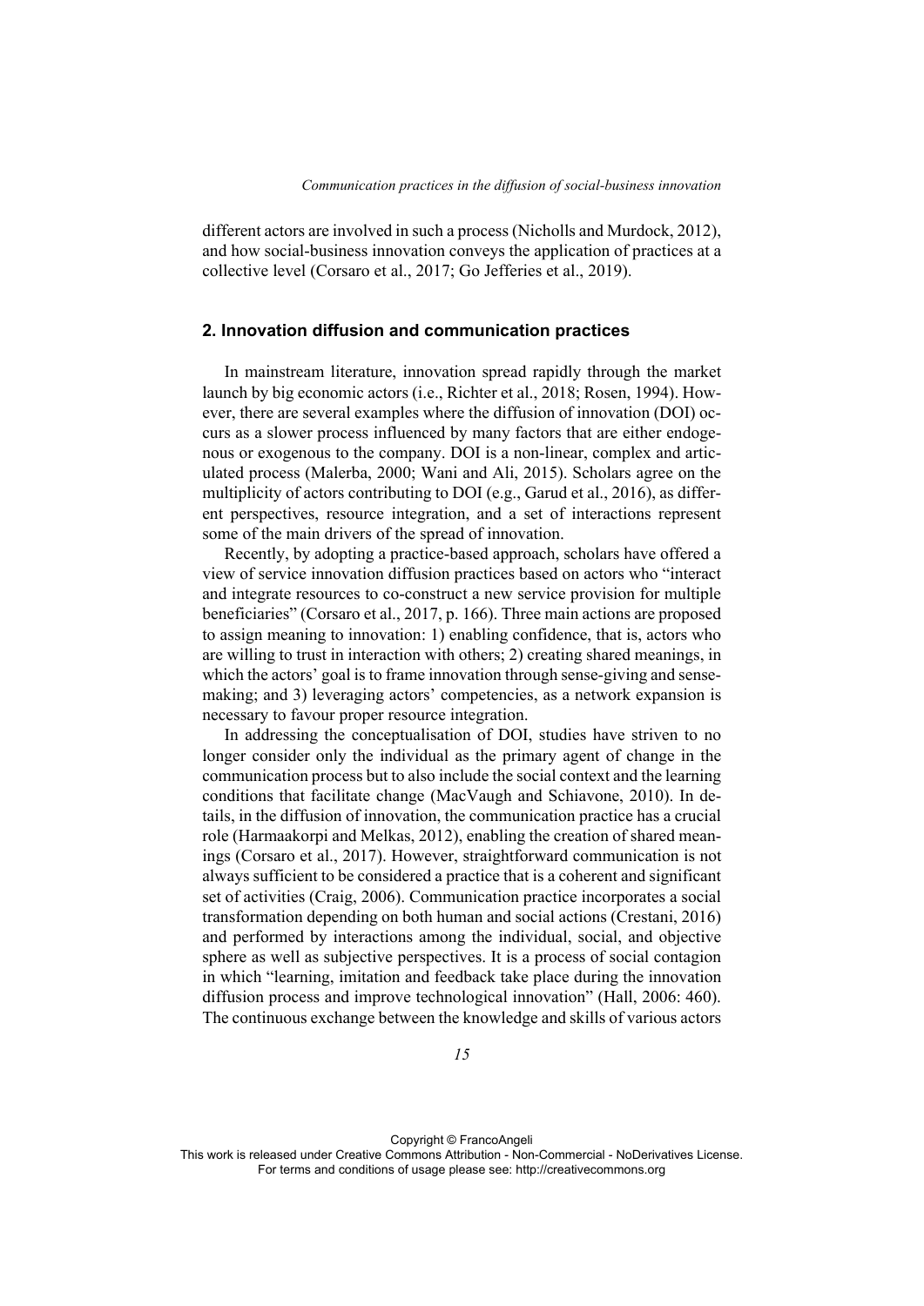different actors are involved in such a process (Nicholls and Murdock, 2012), and how social-business innovation conveys the application of practices at a collective level (Corsaro et al., 2017; Go Jefferies et al., 2019).

## 2. Innovation diffusion and communication practices

In mainstream literature, innovation spread rapidly through the market launch by big economic actors (i.e., Richter et al., 2018; Rosen, 1994). However, there are several examples where the diffusion of innovation (DOI) occurs as a slower process influenced by many factors that are either endogenous or exogenous to the company. DOI is a non-linear, complex and articulated process (Malerba, 2000; Wani and Ali, 2015). Scholars agree on the multiplicity of actors contributing to DOI (e.g., Garud et al., 2016), as different perspectives, resource integration, and a set of interactions represent some of the main drivers of the spread of innovation.

Recently, by adopting a practice-based approach, scholars have offered a view of service innovation diffusion practices based on actors who "interact and integrate resources to co-construct a new service provision for multiple beneficiaries" (Corsaro et al., 2017, p. 166). Three main actions are proposed to assign meaning to innovation: 1) enabling confidence, that is, actors who are willing to trust in interaction with others; 2) creating shared meanings, in which the actors' goal is to frame innovation through sense-giving and sense-making; and 3) leveraging actors' competencies, as a network expansion is necessary to favour proper resource integration.

In addressing the conceptualisation of DOI, studies have striven to no longer consider only the individual as the primary agent of change in the communication process but to also include the social context and the learning conditions that facilitate change (MacVaugh and Schiavone, 2010). In details, in the diffusion of innovation, the communication practice has a crucial role (Harmaakorpi and Melkas, 2012), enabling the creation of shared meanings (Corsaro et al., 2017). However, straightforward communication is not always sufficient to be considered a practice that is a coherent and significant set of activities (Craig, 2006). Communication practice incorporates a social transformation depending on both human and social actions (Crestani, 2016) and performed by interactions among the individual, social, and objective sphere as well as subjective perspectives. It is a process of social contagion in which "learning, imitation and feedback take place during the innovation diffusion process and improve technological innovation" (Hall, 2006: 460). The continuous exchange between the knowledge and skills of various actors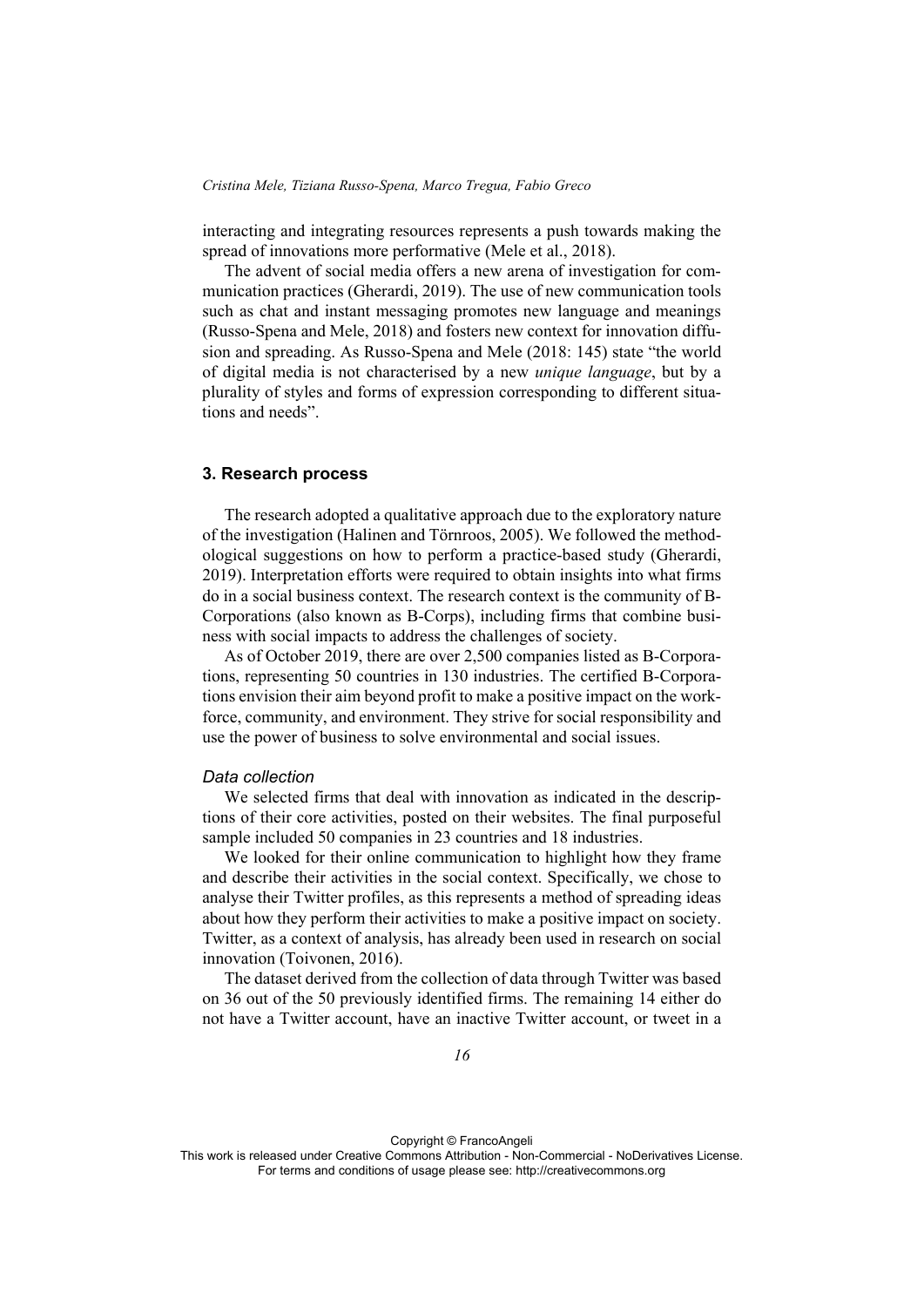interacting and integrating resources represents a push towards making the spread of innovations more performative (Mele et al., 2018).

The advent of social media offers a new arena of investigation for communication practices (Gherardi, 2019). The use of new communication tools such as chat and instant messaging promotes new language and meanings (Russo-Spena and Mele, 2018) and fosters new context for innovation diffusion and spreading. As Russo-Spena and Mele (2018: 145) state "the world of digital media is not characterised by a new *unique language*, but by a plurality of styles and forms of expression corresponding to different situations and needs".

## 3. Research process

The research adopted a qualitative approach due to the exploratory nature of the investigation (Halinen and Törnroos, 2005). We followed the methodological suggestions on how to perform a practice-based study (Gherardi, 2019). Interpretation efforts were required to obtain insights into what firms do in a social business context. The research context is the community of B-Corporations (also known as B-Corps), including firms that combine business with social impacts to address the challenges of society.

As of October 2019, there are over 2,500 companies listed as B-Corporations, representing 50 countries in 130 industries. The certified B-Corporations envision their aim beyond profit to make a positive impact on the workforce, community, and environment. They strive for social responsibility and use the power of business to solve environmental and social issues.

### *Data collection*

We selected firms that deal with innovation as indicated in the descriptions of their core activities, posted on their websites. The final purposeful sample included 50 companies in 23 countries and 18 industries.

We looked for their online communication to highlight how they frame and describe their activities in the social context. Specifically, we chose to analyse their Twitter profiles, as this represents a method of spreading ideas about how they perform their activities to make a positive impact on society. Twitter, as a context of analysis, has already been used in research on social innovation (Toivonen, 2016).

The dataset derived from the collection of data through Twitter was based on 36 out of the 50 previously identified firms. The remaining 14 either do not have a Twitter account, have an inactive Twitter account, or tweet in a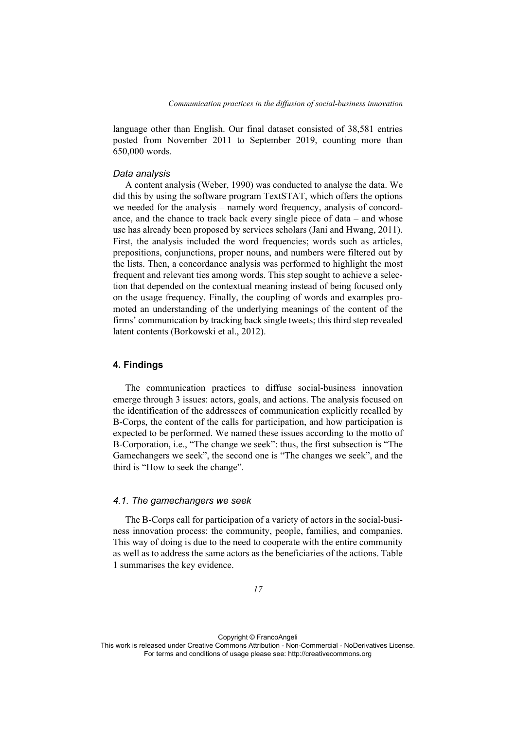language other than English. Our final dataset consisted of 38,581 entries posted from November 2011 to September 2019, counting more than 650,000 words.

### *Data analysis*

A content analysis (Weber, 1990) was conducted to analyse the data. We did this by using the software program TextSTAT, which offers the options we needed for the analysis – namely word frequency, analysis of concordance, and the chance to track back every single piece of data – and whose use has already been proposed by services scholars (Jani and Hwang, 2011). First, the analysis included the word frequencies; words such as articles, prepositions, conjunctions, proper nouns, and numbers were filtered out by the lists. Then, a concordance analysis was performed to highlight the most frequent and relevant ties among words. This step sought to achieve a selection that depended on the contextual meaning instead of being focused only on the usage frequency. Finally, the coupling of words and examples promoted an understanding of the underlying meanings of the content of the firms' communication by tracking back single tweets; this third step revealed latent contents (Borkowski et al., 2012).

## 4. Findings

The communication practices to diffuse social-business innovation emerge through 3 issues: actors, goals, and actions. The analysis focused on the identification of the addressees of communication explicitly recalled by B-Corps, the content of the calls for participation, and how participation is expected to be performed. We named these issues according to the motto of B-Corporation, i.e., "The change we seek": thus, the first subsection is "The Gamechangers we seek", the second one is "The changes we seek", and the third is "How to seek the change".

### *4.1. The gamechangers we seek*

The B-Corps call for participation of a variety of actors in the social-business innovation process: the community, people, families, and companies. This way of doing is due to the need to cooperate with the entire community as well as to address the same actors as the beneficiaries of the actions. Table 1 summarises the key evidence.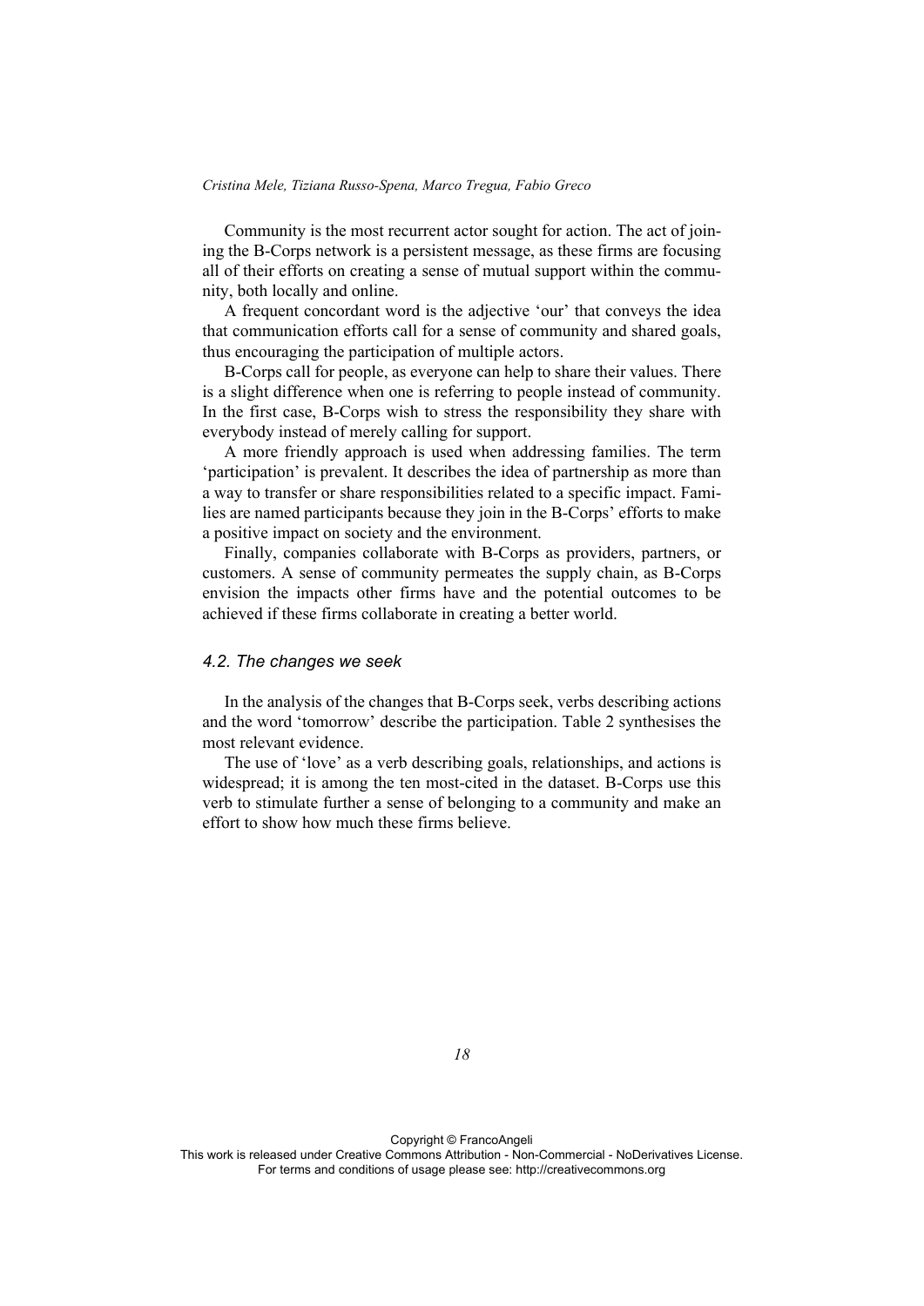Community is the most recurrent actor sought for action. The act of joining the B-Corps network is a persistent message, as these firms are focusing all of their efforts on creating a sense of mutual support within the community, both locally and online.

A frequent concordant word is the adjective 'our' that conveys the idea that communication efforts call for a sense of community and shared goals, thus encouraging the participation of multiple actors.

B-Corps call for people, as everyone can help to share their values. There is a slight difference when one is referring to people instead of community. In the first case, B-Corps wish to stress the responsibility they share with everybody instead of merely calling for support.

A more friendly approach is used when addressing families. The term 'participation' is prevalent. It describes the idea of partnership as more than a way to transfer or share responsibilities related to a specific impact. Families are named participants because they join in the B-Corps' efforts to make a positive impact on society and the environment.

Finally, companies collaborate with B-Corps as providers, partners, or customers. A sense of community permeates the supply chain, as B-Corps envision the impacts other firms have and the potential outcomes to be achieved if these firms collaborate in creating a better world.

### *4.2. The changes we seek*

In the analysis of the changes that B-Corps seek, verbs describing actions and the word 'tomorrow' describe the participation. Table 2 synthesises the most relevant evidence.

The use of 'love' as a verb describing goals, relationships, and actions is widespread; it is among the ten most-cited in the dataset. B-Corps use this verb to stimulate further a sense of belonging to a community and make an effort to show how much these firms believe.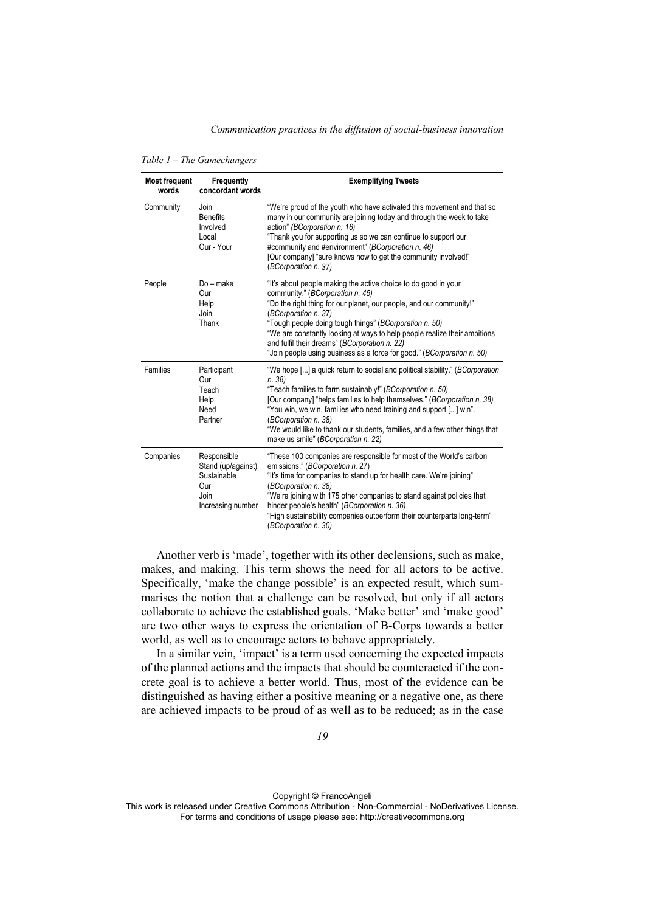*Table 1 – The Gamechangers*

| Most frequent words | Frequently concordant words | Exemplifying Tweets |
|---|---|---|
| Community | Join<br>Benefits<br>Involved<br>Local<br>Our - Your | "We're proud of the youth who have activated this movement and that so many in our community are joining today and through the week to take action" *(BCorporation n. 16)*<br>"Thank you for supporting us so we can continue to support our #community and #environment" *(BCorporation n. 46)*<br>[Our company] "sure knows how to get the community involved!" (*BCorporation n. 37*) |
| People | Do – make<br>Our<br>Help<br>Join<br>Thank | "It's about people making the active choice to do good in your community." (*BCorporation n. 45)*<br>"Do the right thing for our planet, our people, and our community!" (*BCorporation n. 37)*<br>"Tough people doing tough things" (*BCorporation n. 50)*<br>"We are constantly looking at ways to help people realize their ambitions and fulfil their dreams" (*BCorporation n. 22)*<br>"Join people using business as a force for good." (*BCorporation n. 50)* |
| Families | Participant<br>Our<br>Teach<br>Help<br>Need<br>Partner | "We hope [...] a quick return to social and political stability." (*BCorporation n. 38)*<br>"Teach families to farm sustainably!" (*BCorporation n. 50)*<br>[Our company] "helps families to help themselves." (*BCorporation n. 38)*<br>"You win, we win, families who need training and support [...] win". (*BCorporation n. 38)*<br>"We would like to thank our students, families, and a few other things that make us smile" (*BCorporation n. 22)* |
| Companies | Responsible<br>Stand (up/against)<br>Sustainable<br>Our<br>Join<br>Increasing number | "These 100 companies are responsible for most of the World's carbon emissions." (*BCorporation n.* 27)<br>"It's time for companies to stand up for health care. We're joining" (*BCorporation n. 38)*<br>"We're joining with 175 other companies to stand against policies that hinder people's health" (*BCorporation n. 36)*<br>"High sustainability companies outperform their counterparts long-term" (*BCorporation n. 30)* |

Another verb is 'made', together with its other declensions, such as make, makes, and making. This term shows the need for all actors to be active. Specifically, 'make the change possible' is an expected result, which summarises the notion that a challenge can be resolved, but only if all actors collaborate to achieve the established goals. 'Make better' and 'make good' are two other ways to express the orientation of B-Corps towards a better world, as well as to encourage actors to behave appropriately.

In a similar vein, 'impact' is a term used concerning the expected impacts of the planned actions and the impacts that should be counteracted if the concrete goal is to achieve a better world. Thus, most of the evidence can be distinguished as having either a positive meaning or a negative one, as there are achieved impacts to be proud of as well as to be reduced; as in the case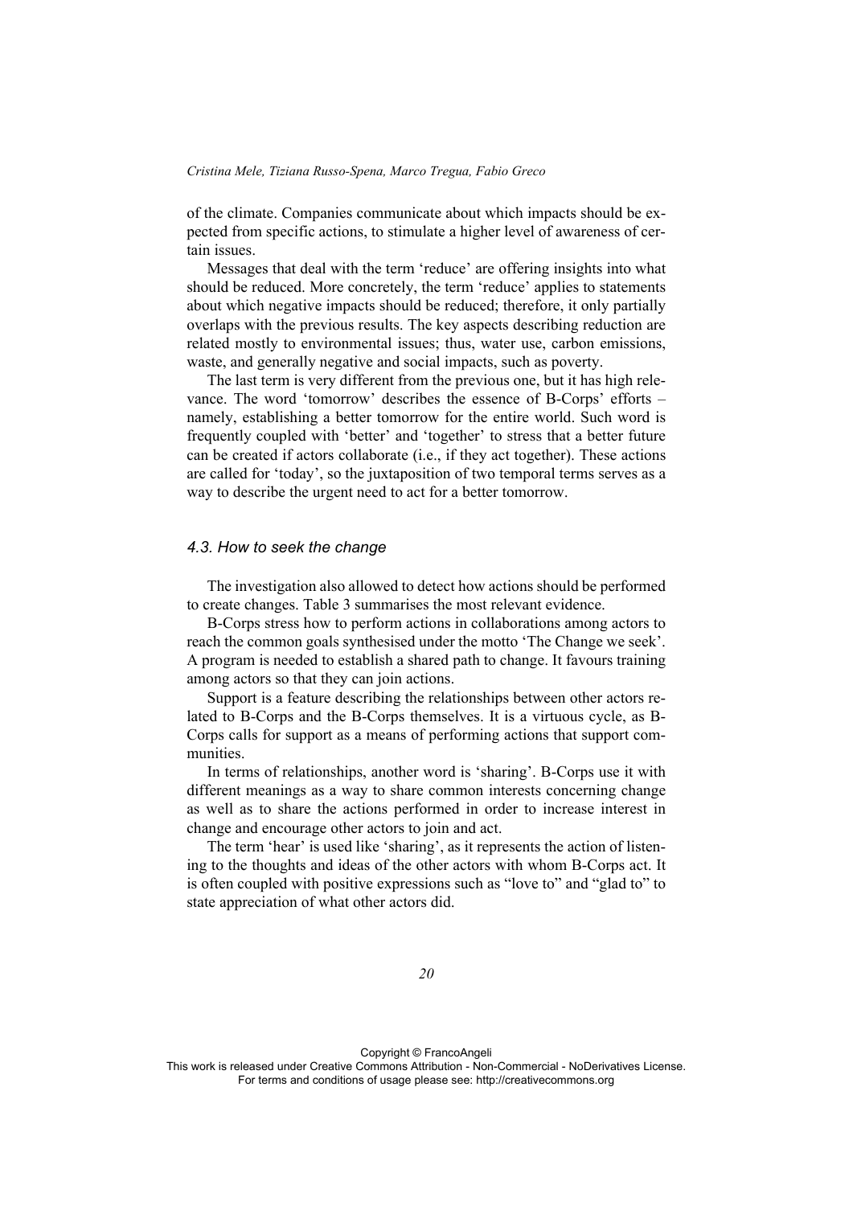of the climate. Companies communicate about which impacts should be expected from specific actions, to stimulate a higher level of awareness of certain issues.

Messages that deal with the term 'reduce' are offering insights into what should be reduced. More concretely, the term 'reduce' applies to statements about which negative impacts should be reduced; therefore, it only partially overlaps with the previous results. The key aspects describing reduction are related mostly to environmental issues; thus, water use, carbon emissions, waste, and generally negative and social impacts, such as poverty.

The last term is very different from the previous one, but it has high relevance. The word 'tomorrow' describes the essence of B-Corps' efforts – namely, establishing a better tomorrow for the entire world. Such word is frequently coupled with 'better' and 'together' to stress that a better future can be created if actors collaborate (i.e., if they act together). These actions are called for 'today', so the juxtaposition of two temporal terms serves as a way to describe the urgent need to act for a better tomorrow.

### *4.3. How to seek the change*

The investigation also allowed to detect how actions should be performed to create changes. Table 3 summarises the most relevant evidence.

B-Corps stress how to perform actions in collaborations among actors to reach the common goals synthesised under the motto 'The Change we seek'. A program is needed to establish a shared path to change. It favours training among actors so that they can join actions.

Support is a feature describing the relationships between other actors related to B-Corps and the B-Corps themselves. It is a virtuous cycle, as B-Corps calls for support as a means of performing actions that support communities.

In terms of relationships, another word is 'sharing'. B-Corps use it with different meanings as a way to share common interests concerning change as well as to share the actions performed in order to increase interest in change and encourage other actors to join and act.

The term 'hear' is used like 'sharing', as it represents the action of listening to the thoughts and ideas of the other actors with whom B-Corps act. It is often coupled with positive expressions such as "love to" and "glad to" to state appreciation of what other actors did.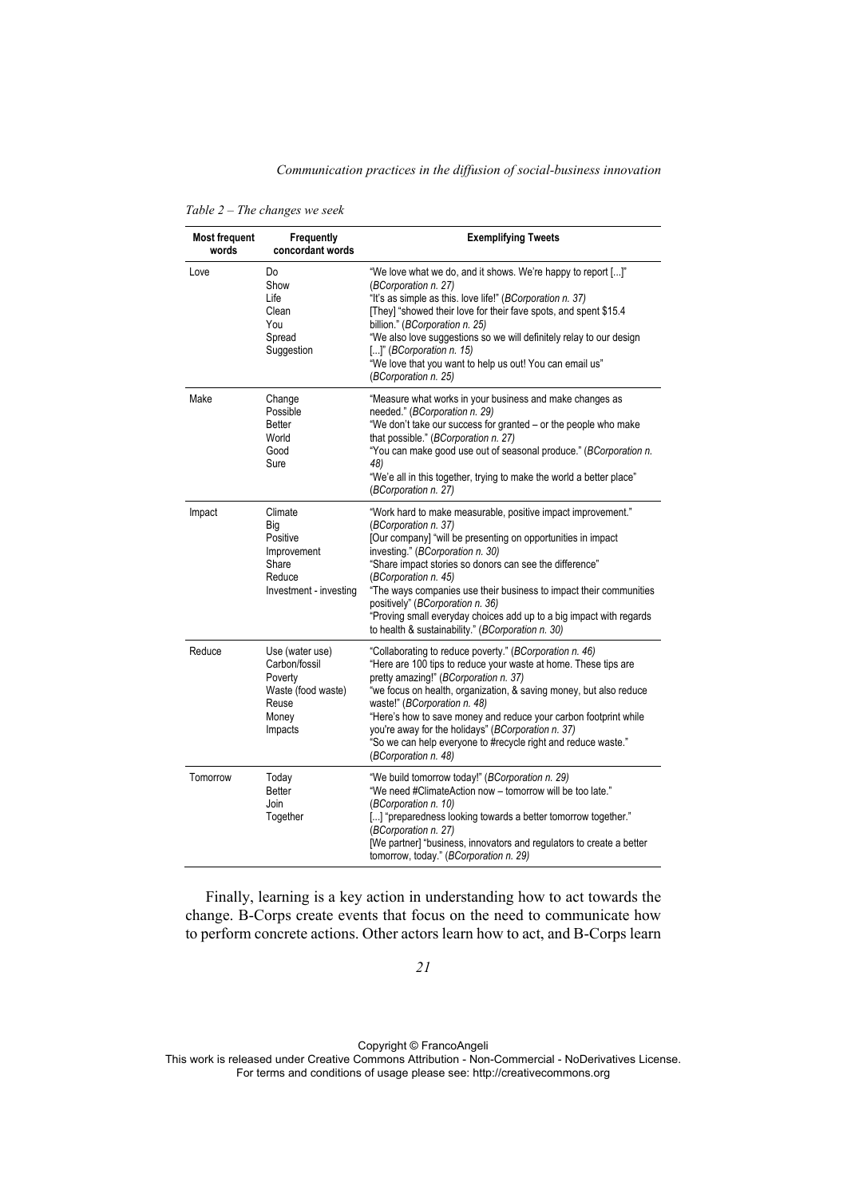*Table 2 – The changes we seek*

| Most frequent words | Frequently concordant words | Exemplifying Tweets |
|---|---|---|
| Love | Do<br>Show<br>Life<br>Clean<br>You<br>Spread<br>Suggestion | "We love what we do, and it shows. We're happy to report [...]" (*BCorporation n. 27*)<br>"It's as simple as this. love life!" (*BCorporation n. 37*)<br>[They] "showed their love for their fave spots, and spent $15.4 billion." (*BCorporation n. 25*)<br>"We also love suggestions so we will definitely relay to our design [...]" (*BCorporation n. 15*)<br>"We love that you want to help us out! You can email us" (*BCorporation n. 25*) |
| Make | Change<br>Possible<br>Better<br>World<br>Good<br>Sure | "Measure what works in your business and make changes as needed." (*BCorporation n. 29*)<br>"We don't take our success for granted – or the people who make that possible." (*BCorporation n. 27*)<br>"You can make good use out of seasonal produce." (*BCorporation n. 48*)<br>"We're all in this together, trying to make the world a better place" (*BCorporation n. 27*) |
| Impact | Climate<br>Big<br>Positive<br>Improvement<br>Share<br>Reduce<br>Investment - investing | "Work hard to make measurable, positive impact improvement." (*BCorporation n. 37*)<br>[Our company] "will be presenting on opportunities in impact investing." (*BCorporation n. 30*)<br>"Share impact stories so donors can see the difference" (*BCorporation n. 45*)<br>"The ways companies use their business to impact their communities positively" (*BCorporation n. 36*)<br>"Proving small everyday choices add up to a big impact with regards to health & sustainability." (*BCorporation n. 30*) |
| Reduce | Use (water use)<br>Carbon/fossil<br>Poverty<br>Waste (food waste)<br>Reuse<br>Money<br>Impacts | "Collaborating to reduce poverty." (*BCorporation n. 46*)<br>"Here are 100 tips to reduce your waste at home. These tips are pretty amazing!" (*BCorporation n. 37*)<br>"we focus on health, organization, & saving money, but also reduce waste!" (*BCorporation n. 48*)<br>"Here's how to save money and reduce your carbon footprint while you're away for the holidays" (*BCorporation n. 37*)<br>"So we can help everyone to #recycle right and reduce waste." (*BCorporation n. 48*) |
| Tomorrow | Today<br>Better<br>Join<br>Together | "We build tomorrow today!" (*BCorporation n. 29*)<br>"We need #ClimateAction now – tomorrow will be too late." (*BCorporation n. 10*)<br>[...] "preparedness looking towards a better tomorrow together." (*BCorporation n. 27*)<br>[We partner] "business, innovators and regulators to create a better tomorrow, today." (*BCorporation n. 29*) |

Finally, learning is a key action in understanding how to act towards the change. B-Corps create events that focus on the need to communicate how to perform concrete actions. Other actors learn how to act, and B-Corps learn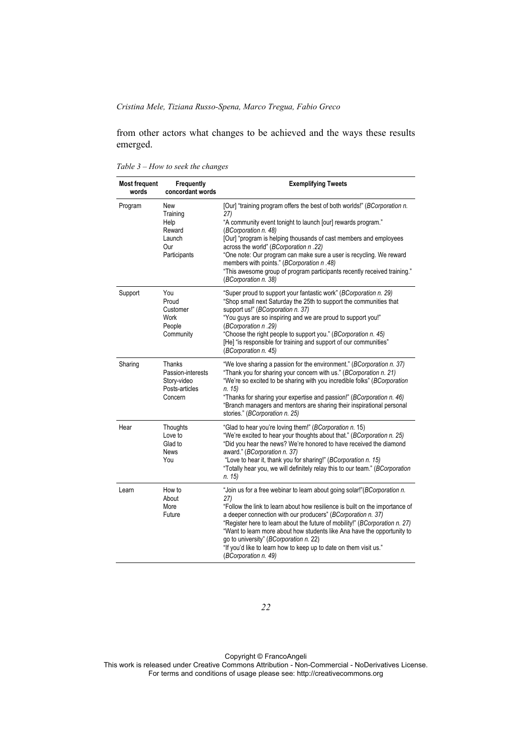from other actors what changes to be achieved and the ways these results emerged.

*Table 3 – How to seek the changes*

| Most frequent words | Frequently concordant words | Exemplifying Tweets |
|---|---|---|
| Program | New<br>Training<br>Help<br>Reward<br>Launch<br>Our<br>Participants | [Our] "training program offers the best of both worlds!" (*BCorporation n. 27)*<br>"A community event tonight to launch [our] rewards program." (*BCorporation n. 48)*<br>[Our] "program is helping thousands of cast members and employees across the world" (*BCorporation n .22)*<br>"One note: Our program can make sure a user is recycling. We reward members with points." (*BCorporation n .48)*<br>"This awesome group of program participants recently received training." (*BCorporation n. 38)* |
| Support | You<br>Proud<br>Customer<br>Work<br>People<br>Community | "Super proud to support your fantastic work" (*BCorporation n. 29)*<br>"Shop small next Saturday the 25th to support the communities that support us!" (*BCorporation n. 37)*<br>"You guys are so inspiring and we are proud to support you!" (*BCorporation n .29)*<br>"Choose the right people to support you." (*BCorporation n. 45)*<br>[He] "is responsible for training and support of our communities" (*BCorporation n. 45)* |
| Sharing | Thanks<br>Passion-interests<br>Story-video<br>Posts-articles<br>Concern | "We love sharing a passion for the environment." (*BCorporation n. 37)*<br>"Thank you for sharing your concern with us." (*BCorporation n. 21)*<br>"We're so excited to be sharing with you incredible folks" (*BCorporation n. 15)*<br>"Thanks for sharing your expertise and passion!" (*BCorporation n. 46)*<br>"Branch managers and mentors are sharing their inspirational personal stories." (*BCorporation n. 25)* |
| Hear | Thoughts<br>Love to<br>Glad to<br>News<br>You | "Glad to hear you're loving them!" (*BCorporation n.* 15)<br>"We're excited to hear your thoughts about that." (*BCorporation n. 25)*<br>"Did you hear the news? We're honored to have received the diamond award." (*BCorporation n. 37)*<br>"Love to hear it, thank you for sharing!" (*BCorporation n. 15)*<br>"Totally hear you, we will definitely relay this to our team." (*BCorporation n. 15)* |
| Learn | How to<br>About<br>More<br>Future | "Join us for a free webinar to learn about going solar!"(*BCorporation n. 27)*<br>"Follow the link to learn about how resilience is built on the importance of a deeper connection with our producers" (*BCorporation n. 37)*<br>"Register here to learn about the future of mobility!" (*BCorporation n. 27)*<br>"Want to learn more about how students like Ana have the opportunity to go to university" (*BCorporation n.* 22)<br>"If you'd like to learn how to keep up to date on them visit us." (*BCorporation n. 49)* |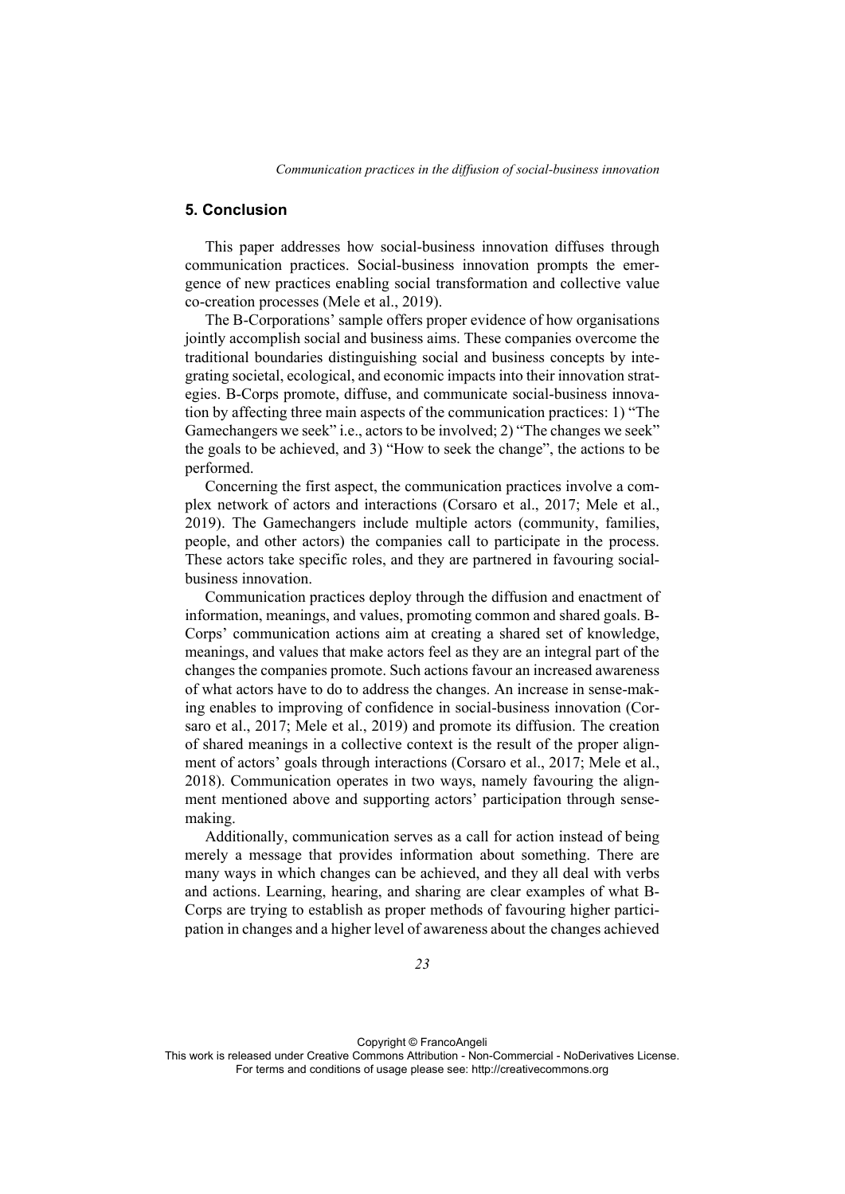## 5. Conclusion

This paper addresses how social-business innovation diffuses through communication practices. Social-business innovation prompts the emergence of new practices enabling social transformation and collective value co-creation processes (Mele et al., 2019).

The B-Corporations' sample offers proper evidence of how organisations jointly accomplish social and business aims. These companies overcome the traditional boundaries distinguishing social and business concepts by integrating societal, ecological, and economic impacts into their innovation strategies. B-Corps promote, diffuse, and communicate social-business innovation by affecting three main aspects of the communication practices: 1) "The Gamechangers we seek" i.e., actors to be involved; 2) "The changes we seek" the goals to be achieved, and 3) "How to seek the change", the actions to be performed.

Concerning the first aspect, the communication practices involve a complex network of actors and interactions (Corsaro et al., 2017; Mele et al., 2019). The Gamechangers include multiple actors (community, families, people, and other actors) the companies call to participate in the process. These actors take specific roles, and they are partnered in favouring social-business innovation.

Communication practices deploy through the diffusion and enactment of information, meanings, and values, promoting common and shared goals. B-Corps' communication actions aim at creating a shared set of knowledge, meanings, and values that make actors feel as they are an integral part of the changes the companies promote. Such actions favour an increased awareness of what actors have to do to address the changes. An increase in sense-making enables to improving of confidence in social-business innovation (Corsaro et al., 2017; Mele et al., 2019) and promote its diffusion. The creation of shared meanings in a collective context is the result of the proper alignment of actors' goals through interactions (Corsaro et al., 2017; Mele et al., 2018). Communication operates in two ways, namely favouring the alignment mentioned above and supporting actors' participation through sense-making.

Additionally, communication serves as a call for action instead of being merely a message that provides information about something. There are many ways in which changes can be achieved, and they all deal with verbs and actions. Learning, hearing, and sharing are clear examples of what B-Corps are trying to establish as proper methods of favouring higher participation in changes and a higher level of awareness about the changes achieved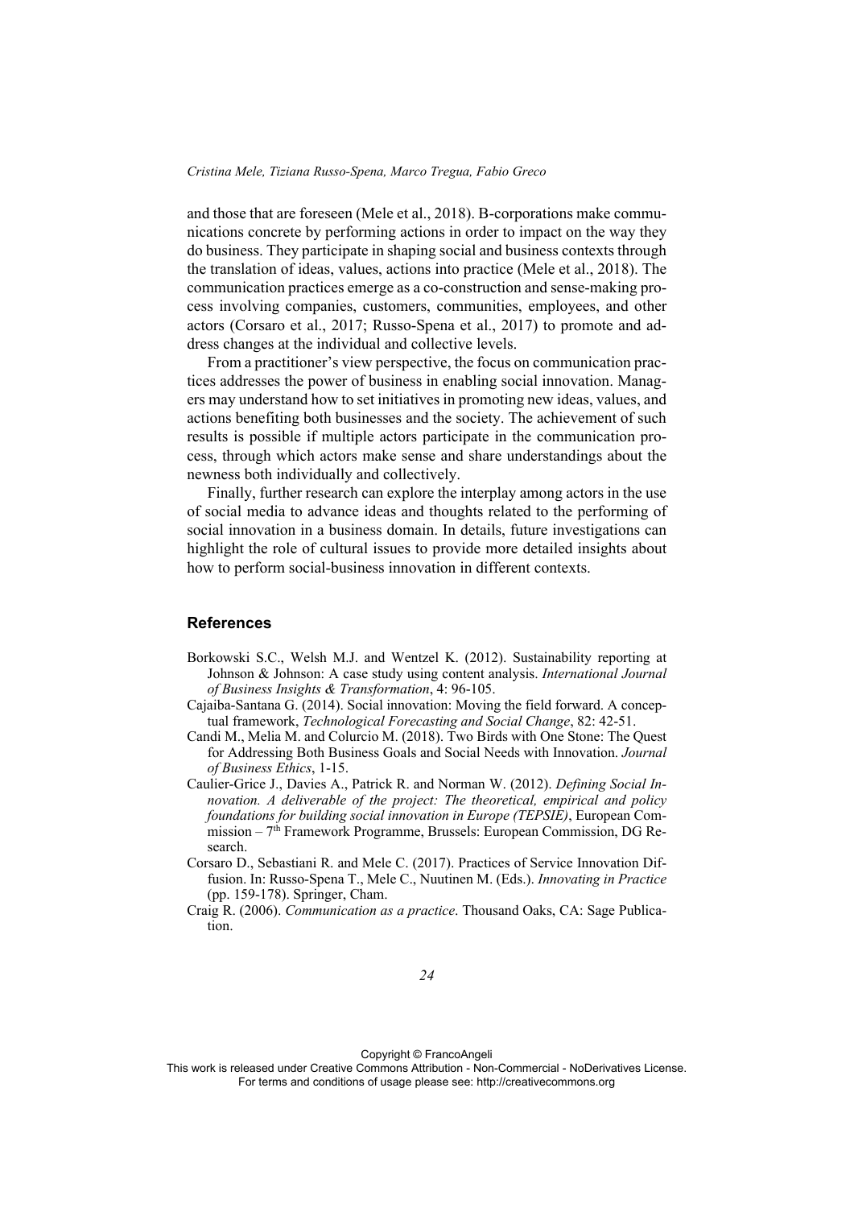and those that are foreseen (Mele et al., 2018). B-corporations make communications concrete by performing actions in order to impact on the way they do business. They participate in shaping social and business contexts through the translation of ideas, values, actions into practice (Mele et al., 2018). The communication practices emerge as a co-construction and sense-making process involving companies, customers, communities, employees, and other actors (Corsaro et al., 2017; Russo-Spena et al., 2017) to promote and address changes at the individual and collective levels.

From a practitioner's view perspective, the focus on communication practices addresses the power of business in enabling social innovation. Managers may understand how to set initiatives in promoting new ideas, values, and actions benefiting both businesses and the society. The achievement of such results is possible if multiple actors participate in the communication process, through which actors make sense and share understandings about the newness both individually and collectively.

Finally, further research can explore the interplay among actors in the use of social media to advance ideas and thoughts related to the performing of social innovation in a business domain. In details, future investigations can highlight the role of cultural issues to provide more detailed insights about how to perform social-business innovation in different contexts.

## References

Borkowski S.C., Welsh M.J. and Wentzel K. (2012). Sustainability reporting at Johnson & Johnson: A case study using content analysis. *International Journal of Business Insights & Transformation*, 4: 96-105.

Cajaiba-Santana G. (2014). Social innovation: Moving the field forward. A conceptual framework, *Technological Forecasting and Social Change*, 82: 42-51.

Candi M., Melia M. and Colurcio M. (2018). Two Birds with One Stone: The Quest for Addressing Both Business Goals and Social Needs with Innovation. *Journal of Business Ethics*, 1-15.

Caulier-Grice J., Davies A., Patrick R. and Norman W. (2012). *Defining Social Innovation. A deliverable of the project: The theoretical, empirical and policy foundations for building social innovation in Europe (TEPSIE)*, European Commission – 7th Framework Programme, Brussels: European Commission, DG Research.

Corsaro D., Sebastiani R. and Mele C. (2017). Practices of Service Innovation Diffusion. In: Russo-Spena T., Mele C., Nuutinen M. (Eds.). *Innovating in Practice* (pp. 159-178). Springer, Cham.

Craig R. (2006). *Communication as a practice*. Thousand Oaks, CA: Sage Publication.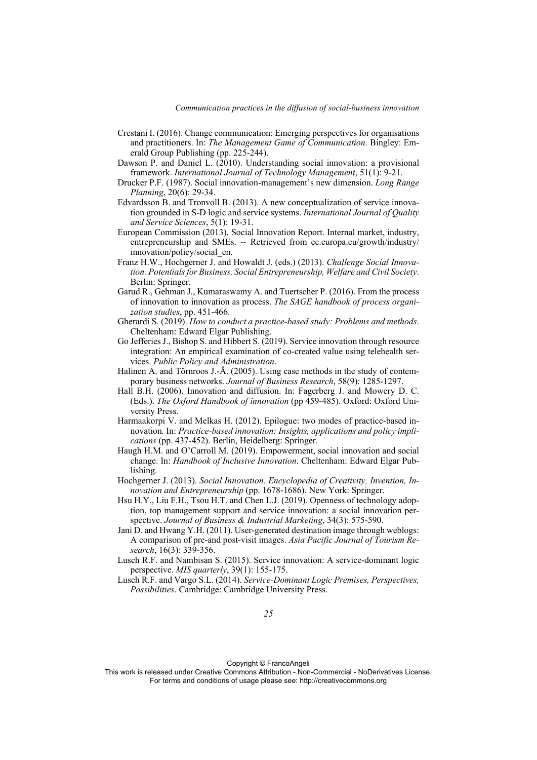Crestani I. (2016). Change communication: Emerging perspectives for organisations and practitioners. In: *The Management Game of Communication*. Bingley: Emerald Group Publishing (pp. 225-244).

Dawson P. and Daniel L. (2010). Understanding social innovation: a provisional framework. *International Journal of Technology Management*, 51(1): 9-21.

Drucker P.F. (1987). Social innovation-management's new dimension. *Long Range Planning*, 20(6): 29-34.

Edvardsson B. and Tronvoll B. (2013). A new conceptualization of service innovation grounded in S-D logic and service systems. *International Journal of Quality and Service Sciences*, 5(1): 19-31.

European Commission (2013). Social Innovation Report. Internal market, industry, entrepreneurship and SMEs. -- Retrieved from ec.europa.eu/growth/industry/innovation/policy/social_en.

Franz H.W., Hochgerner J. and Howaldt J. (eds.) (2013). *Challenge Social Innovation. Potentials for Business, Social Entrepreneurship, Welfare and Civil Society*. Berlin: Springer.

Garud R., Gehman J., Kumaraswamy A. and Tuertscher P. (2016). From the process of innovation to innovation as process. *The SAGE handbook of process organization studies*, pp. 451-466.

Gherardi S. (2019). *How to conduct a practice-based study: Problems and methods*. Cheltenham: Edward Elgar Publishing.

Go Jefferies J., Bishop S. and Hibbert S. (2019). Service innovation through resource integration: An empirical examination of co-created value using telehealth services. *Public Policy and Administration*.

Halinen A. and Törnroos J.-Å. (2005). Using case methods in the study of contemporary business networks. *Journal of Business Research*, 58(9): 1285-1297.

Hall B.H. (2006). Innovation and diffusion. In: Fagerberg J. and Mowery D. C. (Eds.). *The Oxford Handbook of innovation* (pp 459-485). Oxford: Oxford University Press.

Harmaakorpi V. and Melkas H. (2012). Epilogue: two modes of practice-based innovation. In: *Practice-based innovation: Insights, applications and policy implications* (pp. 437-452). Berlin, Heidelberg: Springer.

Haugh H.M. and O'Carroll M. (2019). Empowerment, social innovation and social change. In: *Handbook of Inclusive Innovation*. Cheltenham: Edward Elgar Publishing.

Hochgerner J. (2013). *Social Innovation. Encyclopedia of Creativity, Invention, Innovation and Entrepreneurship* (pp. 1678-1686). New York: Springer.

Hsu H.Y., Liu F.H., Tsou H.T. and Chen L.J. (2019). Openness of technology adoption, top management support and service innovation: a social innovation perspective. *Journal of Business & Industrial Marketing*, 34(3): 575-590.

Jani D. and Hwang Y.H. (2011). User-generated destination image through weblogs: A comparison of pre-and post-visit images. *Asia Pacific Journal of Tourism Research*, 16(3): 339-356.

Lusch R.F. and Nambisan S. (2015). Service innovation: A service-dominant logic perspective. *MIS quarterly*, 39(1): 155-175.

Lusch R.F. and Vargo S.L. (2014). *Service-Dominant Logic Premises, Perspectives, Possibilities*. Cambridge: Cambridge University Press.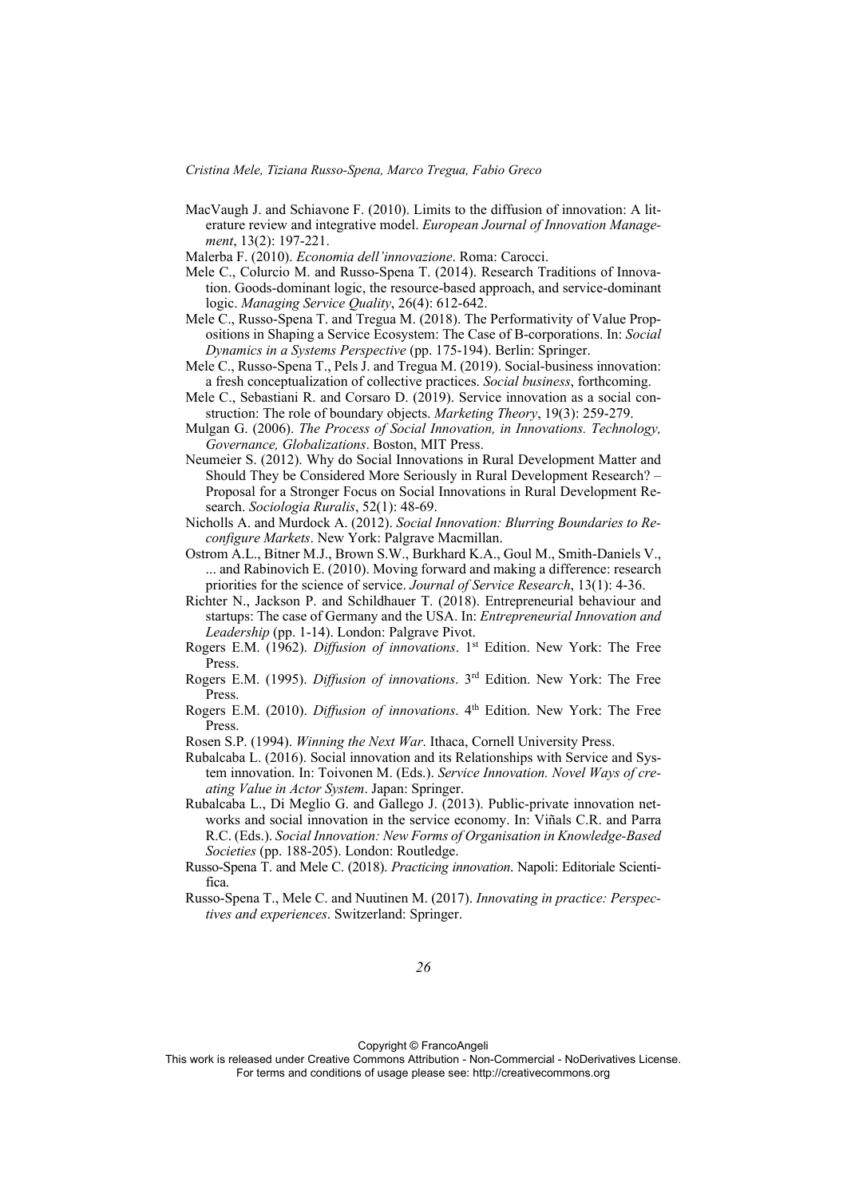MacVaugh J. and Schiavone F. (2010). Limits to the diffusion of innovation: A literature review and integrative model. *European Journal of Innovation Management*, 13(2): 197-221.

Malerba F. (2010). *Economia dell'innovazione*. Roma: Carocci.

Mele C., Colurcio M. and Russo-Spena T. (2014). Research Traditions of Innovation. Goods-dominant logic, the resource-based approach, and service-dominant logic. *Managing Service Quality*, 26(4): 612-642.

Mele C., Russo-Spena T. and Tregua M. (2018). The Performativity of Value Propositions in Shaping a Service Ecosystem: The Case of B-corporations. In: *Social Dynamics in a Systems Perspective* (pp. 175-194). Berlin: Springer.

Mele C., Russo-Spena T., Pels J. and Tregua M. (2019). Social-business innovation: a fresh conceptualization of collective practices. *Social business*, forthcoming.

Mele C., Sebastiani R. and Corsaro D. (2019). Service innovation as a social construction: The role of boundary objects. *Marketing Theory*, 19(3): 259-279.

Mulgan G. (2006). *The Process of Social Innovation, in Innovations. Technology, Governance, Globalizations*. Boston, MIT Press.

Neumeier S. (2012). Why do Social Innovations in Rural Development Matter and Should They be Considered More Seriously in Rural Development Research? – Proposal for a Stronger Focus on Social Innovations in Rural Development Research. *Sociologia Ruralis*, 52(1): 48-69.

Nicholls A. and Murdock A. (2012). *Social Innovation: Blurring Boundaries to Reconfigure Markets*. New York: Palgrave Macmillan.

Ostrom A.L., Bitner M.J., Brown S.W., Burkhard K.A., Goul M., Smith-Daniels V., ... and Rabinovich E. (2010). Moving forward and making a difference: research priorities for the science of service. *Journal of Service Research*, 13(1): 4-36.

Richter N., Jackson P. and Schildhauer T. (2018). Entrepreneurial behaviour and startups: The case of Germany and the USA. In: *Entrepreneurial Innovation and Leadership* (pp. 1-14). London: Palgrave Pivot.

Rogers E.M. (1962). *Diffusion of innovations*. 1st Edition. New York: The Free Press.

Rogers E.M. (1995). *Diffusion of innovations*. 3rd Edition. New York: The Free Press.

Rogers E.M. (2010). *Diffusion of innovations*. 4th Edition. New York: The Free Press.

Rosen S.P. (1994). *Winning the Next War*. Ithaca, Cornell University Press.

Rubalcaba L. (2016). Social innovation and its Relationships with Service and System innovation. In: Toivonen M. (Eds.). *Service Innovation. Novel Ways of creating Value in Actor System*. Japan: Springer.

Rubalcaba L., Di Meglio G. and Gallego J. (2013). Public-private innovation networks and social innovation in the service economy. In: Viñals C.R. and Parra R.C. (Eds.). *Social Innovation: New Forms of Organisation in Knowledge-Based Societies* (pp. 188-205). London: Routledge.

Russo-Spena T. and Mele C. (2018). *Practicing innovation*. Napoli: Editoriale Scientifica.

Russo-Spena T., Mele C. and Nuutinen M. (2017). *Innovating in practice: Perspectives and experiences*. Switzerland: Springer.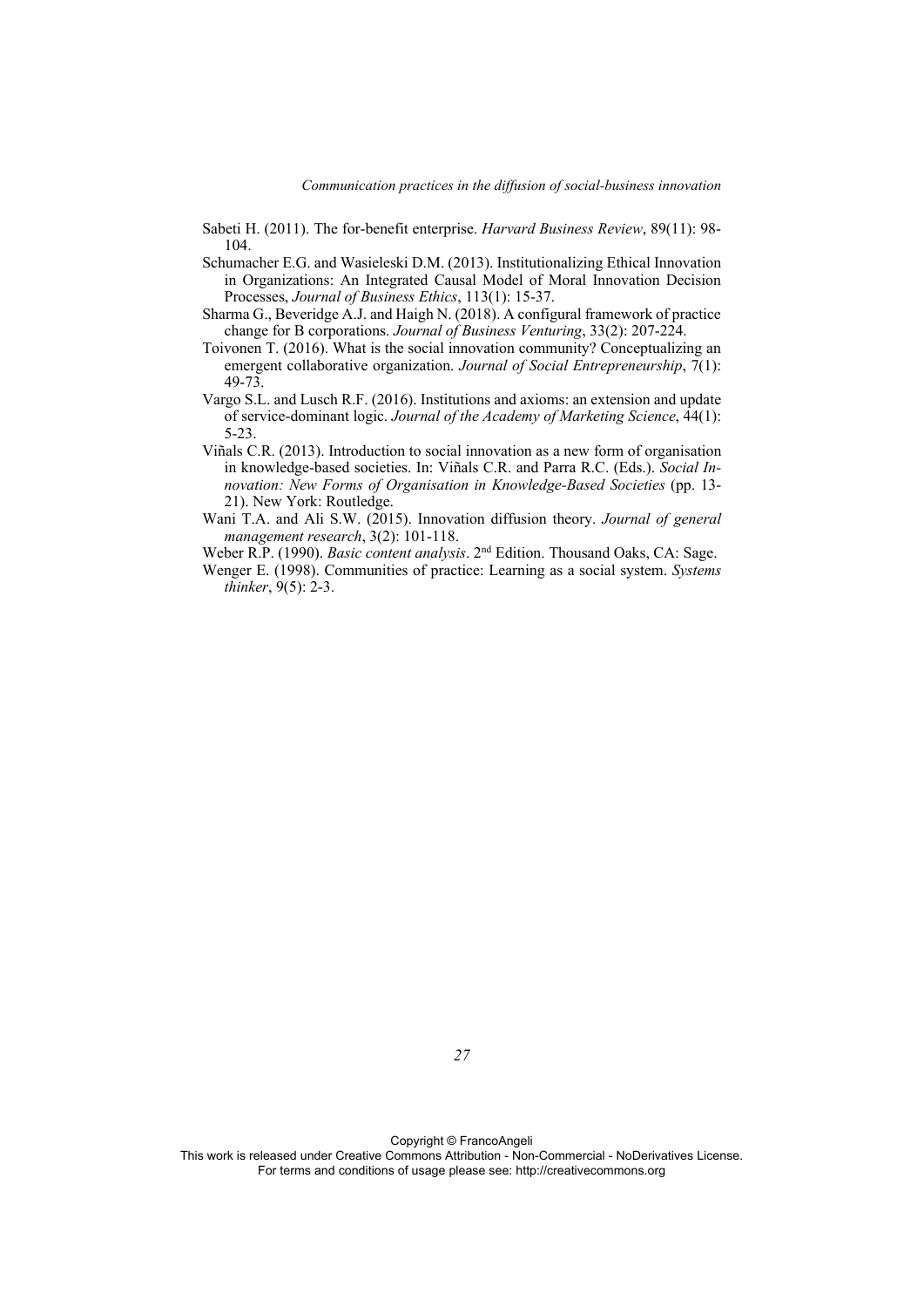Sabeti H. (2011). The for-benefit enterprise. *Harvard Business Review*, 89(11): 98-104.

Schumacher E.G. and Wasieleski D.M. (2013). Institutionalizing Ethical Innovation in Organizations: An Integrated Causal Model of Moral Innovation Decision Processes, *Journal of Business Ethics*, 113(1): 15-37.

Sharma G., Beveridge A.J. and Haigh N. (2018). A configural framework of practice change for B corporations. *Journal of Business Venturing*, 33(2): 207-224.

Toivonen T. (2016). What is the social innovation community? Conceptualizing an emergent collaborative organization. *Journal of Social Entrepreneurship*, 7(1): 49-73.

Vargo S.L. and Lusch R.F. (2016). Institutions and axioms: an extension and update of service-dominant logic. *Journal of the Academy of Marketing Science*, 44(1): 5-23.

Viñals C.R. (2013). Introduction to social innovation as a new form of organisation in knowledge-based societies. In: Viñals C.R. and Parra R.C. (Eds.). *Social Innovation: New Forms of Organisation in Knowledge-Based Societies* (pp. 13-21). New York: Routledge.

Wani T.A. and Ali S.W. (2015). Innovation diffusion theory. *Journal of general management research*, 3(2): 101-118.

Weber R.P. (1990). *Basic content analysis*. 2nd Edition. Thousand Oaks, CA: Sage.

Wenger E. (1998). Communities of practice: Learning as a social system. *Systems thinker*, 9(5): 2-3.